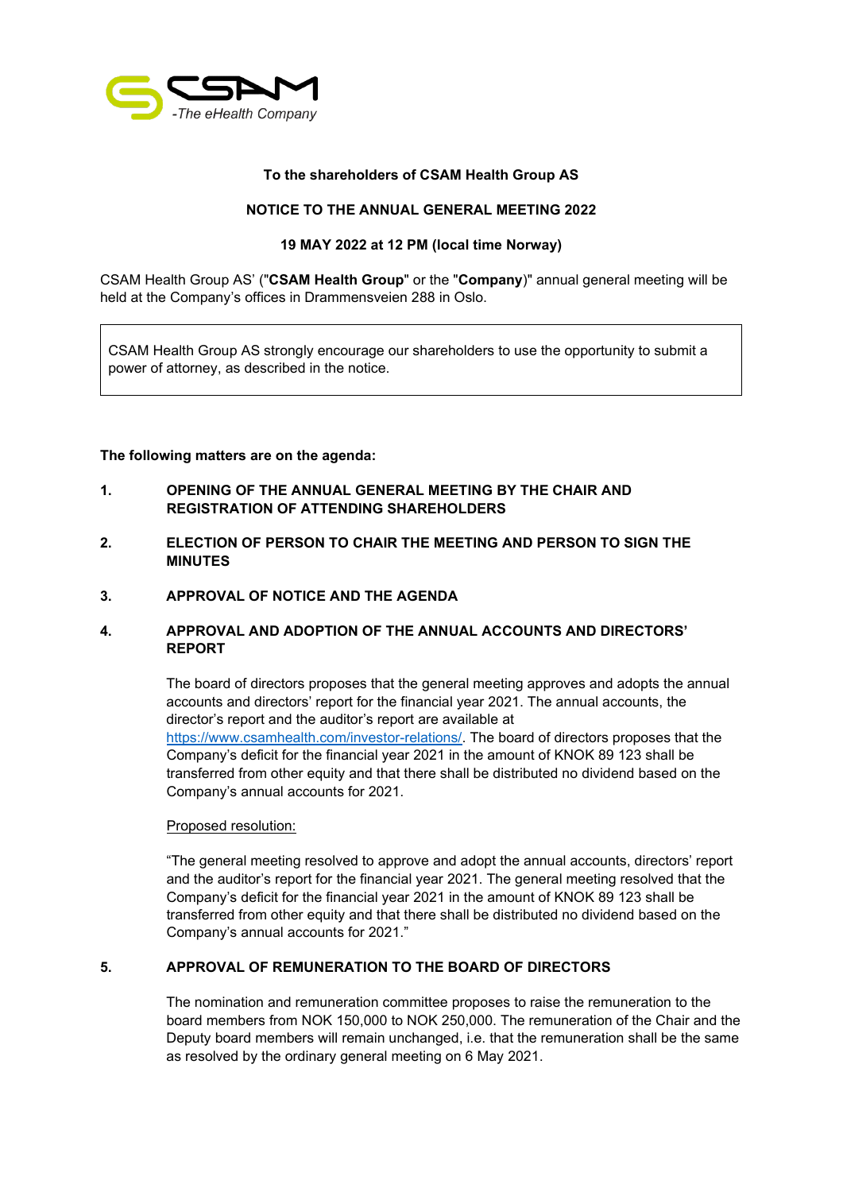-The eHealth Company

**To the shareholders of CSAM Health Group AS**

**NOTICE TO THE ANNUAL GENERAL MEETING 2022**

**19 MAY 2022 at 12 PM (local time Norway)**

CSAM Health Group AS' ("**CSAM Health Group**" or the "**Company**)" annual general meeting will be held at the Company's offices in Drammensveien 288 in Oslo.

> CSAM Health Group AS strongly encourage our shareholders to use the opportunity to submit a power of attorney, as described in the notice.

**The following matters are on the agenda:**

**1. OPENING OF THE ANNUAL GENERAL MEETING BY THE CHAIR AND REGISTRATION OF ATTENDING SHAREHOLDERS**

**2. ELECTION OF PERSON TO CHAIR THE MEETING AND PERSON TO SIGN THE MINUTES**

**3. APPROVAL OF NOTICE AND THE AGENDA**

**4. APPROVAL AND ADOPTION OF THE ANNUAL ACCOUNTS AND DIRECTORS' REPORT**

The board of directors proposes that the general meeting approves and adopts the annual accounts and directors' report for the financial year 2021. The annual accounts, the director's report and the auditor's report are available at https://www.csamhealth.com/investor-relations/. The board of directors proposes that the Company's deficit for the financial year 2021 in the amount of KNOK 89 123 shall be transferred from other equity and that there shall be distributed no dividend based on the Company's annual accounts for 2021.

Proposed resolution:

"The general meeting resolved to approve and adopt the annual accounts, directors' report and the auditor's report for the financial year 2021. The general meeting resolved that the Company's deficit for the financial year 2021 in the amount of KNOK 89 123 shall be transferred from other equity and that there shall be distributed no dividend based on the Company's annual accounts for 2021."

**5. APPROVAL OF REMUNERATION TO THE BOARD OF DIRECTORS**

The nomination and remuneration committee proposes to raise the remuneration to the board members from NOK 150,000 to NOK 250,000. The remuneration of the Chair and the Deputy board members will remain unchanged, i.e. that the remuneration shall be the same as resolved by the ordinary general meeting on 6 May 2021.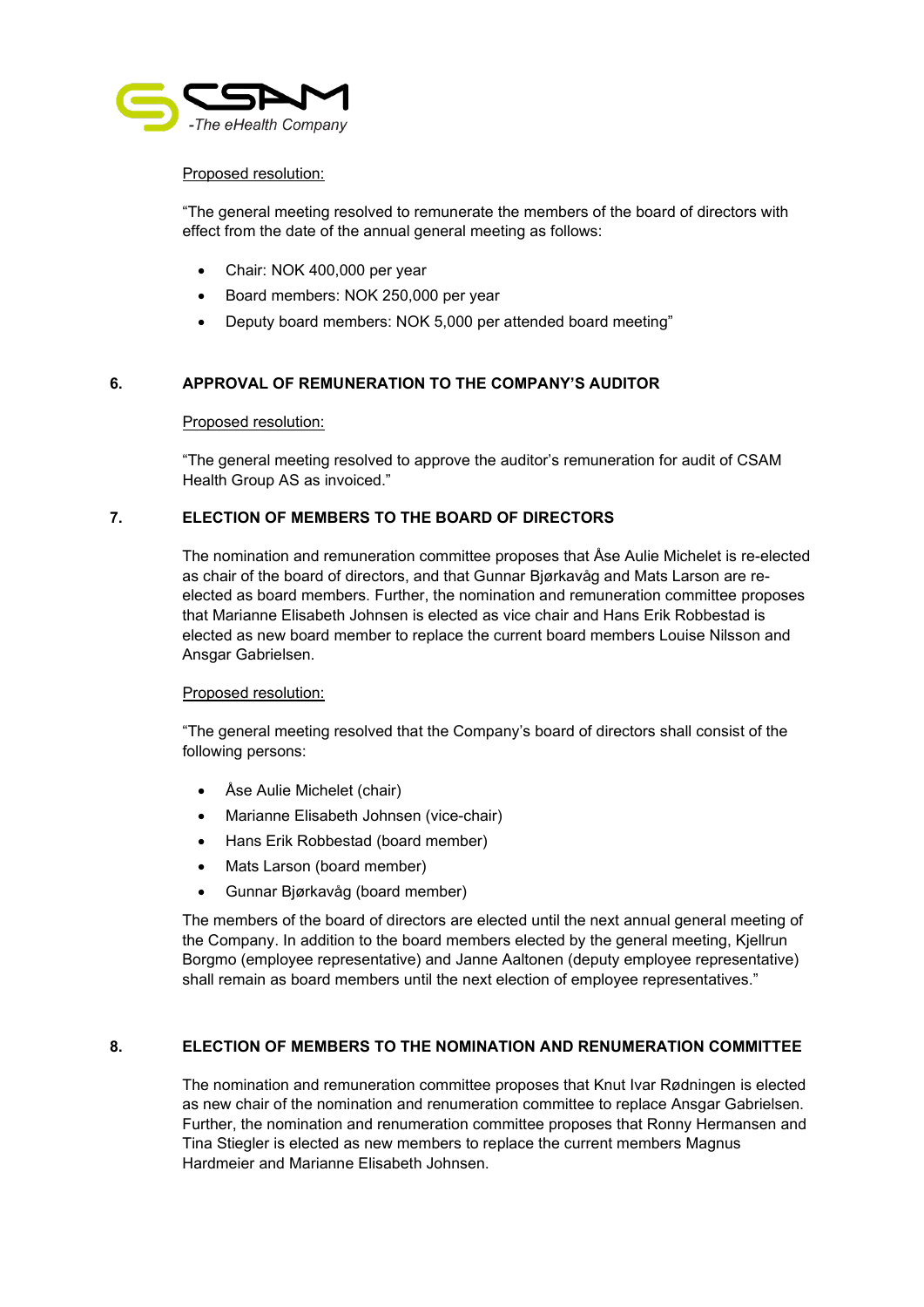Proposed resolution:

"The general meeting resolved to remunerate the members of the board of directors with effect from the date of the annual general meeting as follows:

- Chair: NOK 400,000 per year
- Board members: NOK 250,000 per year
- Deputy board members: NOK 5,000 per attended board meeting"

## 6. APPROVAL OF REMUNERATION TO THE COMPANY'S AUDITOR

Proposed resolution:

"The general meeting resolved to approve the auditor's remuneration for audit of CSAM Health Group AS as invoiced."

## 7. ELECTION OF MEMBERS TO THE BOARD OF DIRECTORS

The nomination and remuneration committee proposes that Åse Aulie Michelet is re-elected as chair of the board of directors, and that Gunnar Bjørkavåg and Mats Larson are re-elected as board members. Further, the nomination and remuneration committee proposes that Marianne Elisabeth Johnsen is elected as vice chair and Hans Erik Robbestad is elected as new board member to replace the current board members Louise Nilsson and Ansgar Gabrielsen.

Proposed resolution:

"The general meeting resolved that the Company's board of directors shall consist of the following persons:

- Åse Aulie Michelet (chair)
- Marianne Elisabeth Johnsen (vice-chair)
- Hans Erik Robbestad (board member)
- Mats Larson (board member)
- Gunnar Bjørkavåg (board member)

The members of the board of directors are elected until the next annual general meeting of the Company. In addition to the board members elected by the general meeting, Kjellrun Borgmo (employee representative) and Janne Aaltonen (deputy employee representative) shall remain as board members until the next election of employee representatives."

## 8. ELECTION OF MEMBERS TO THE NOMINATION AND RENUMERATION COMMITTEE

The nomination and remuneration committee proposes that Knut Ivar Rødningen is elected as new chair of the nomination and renumeration committee to replace Ansgar Gabrielsen. Further, the nomination and renumeration committee proposes that Ronny Hermansen and Tina Stiegler is elected as new members to replace the current members Magnus Hardmeier and Marianne Elisabeth Johnsen.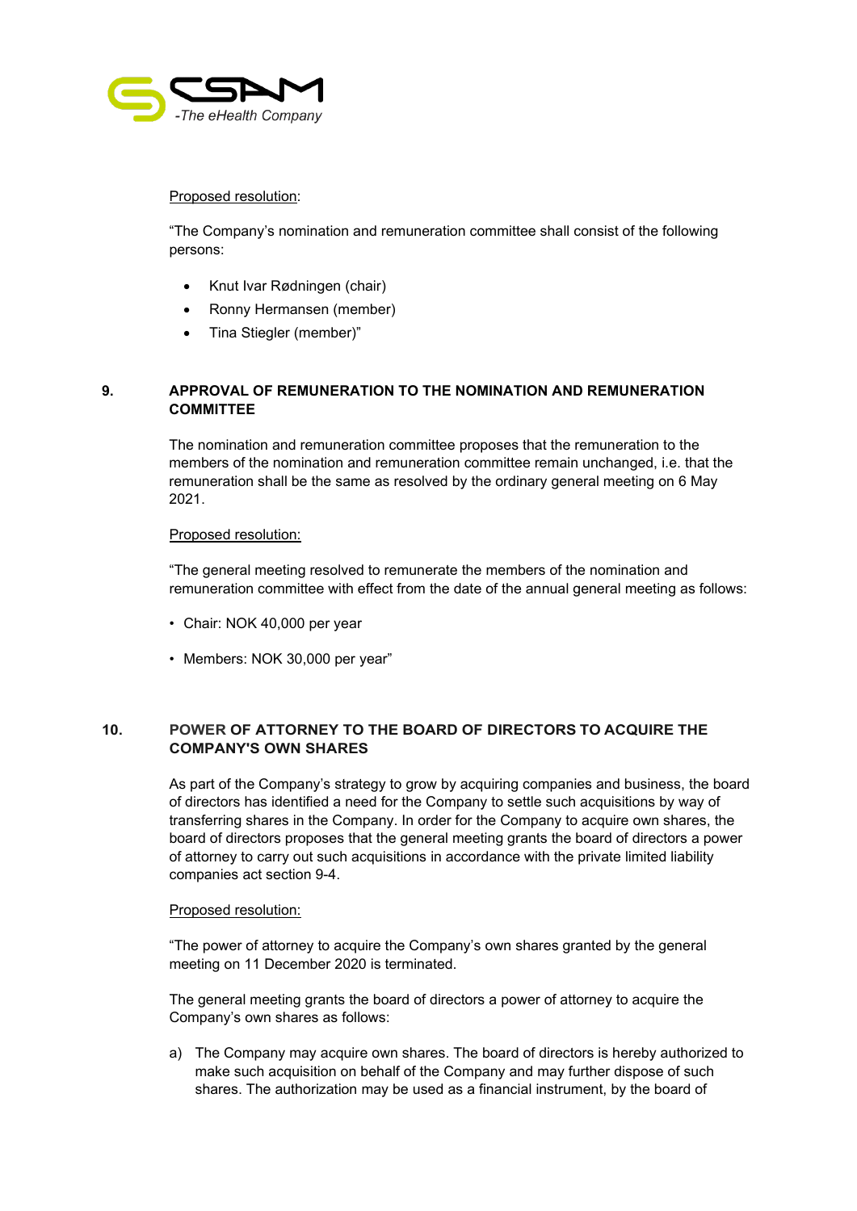Proposed resolution:

"The Company's nomination and remuneration committee shall consist of the following persons:

- Knut Ivar Rødningen (chair)
- Ronny Hermansen (member)
- Tina Stiegler (member)"

## 9. APPROVAL OF REMUNERATION TO THE NOMINATION AND REMUNERATION COMMITTEE

The nomination and remuneration committee proposes that the remuneration to the members of the nomination and remuneration committee remain unchanged, i.e. that the remuneration shall be the same as resolved by the ordinary general meeting on 6 May 2021.

Proposed resolution:

"The general meeting resolved to remunerate the members of the nomination and remuneration committee with effect from the date of the annual general meeting as follows:

- Chair: NOK 40,000 per year
- Members: NOK 30,000 per year"

## 10. POWER OF ATTORNEY TO THE BOARD OF DIRECTORS TO ACQUIRE THE COMPANY'S OWN SHARES

As part of the Company's strategy to grow by acquiring companies and business, the board of directors has identified a need for the Company to settle such acquisitions by way of transferring shares in the Company. In order for the Company to acquire own shares, the board of directors proposes that the general meeting grants the board of directors a power of attorney to carry out such acquisitions in accordance with the private limited liability companies act section 9-4.

Proposed resolution:

"The power of attorney to acquire the Company's own shares granted by the general meeting on 11 December 2020 is terminated.

The general meeting grants the board of directors a power of attorney to acquire the Company's own shares as follows:

a) The Company may acquire own shares. The board of directors is hereby authorized to make such acquisition on behalf of the Company and may further dispose of such shares. The authorization may be used as a financial instrument, by the board of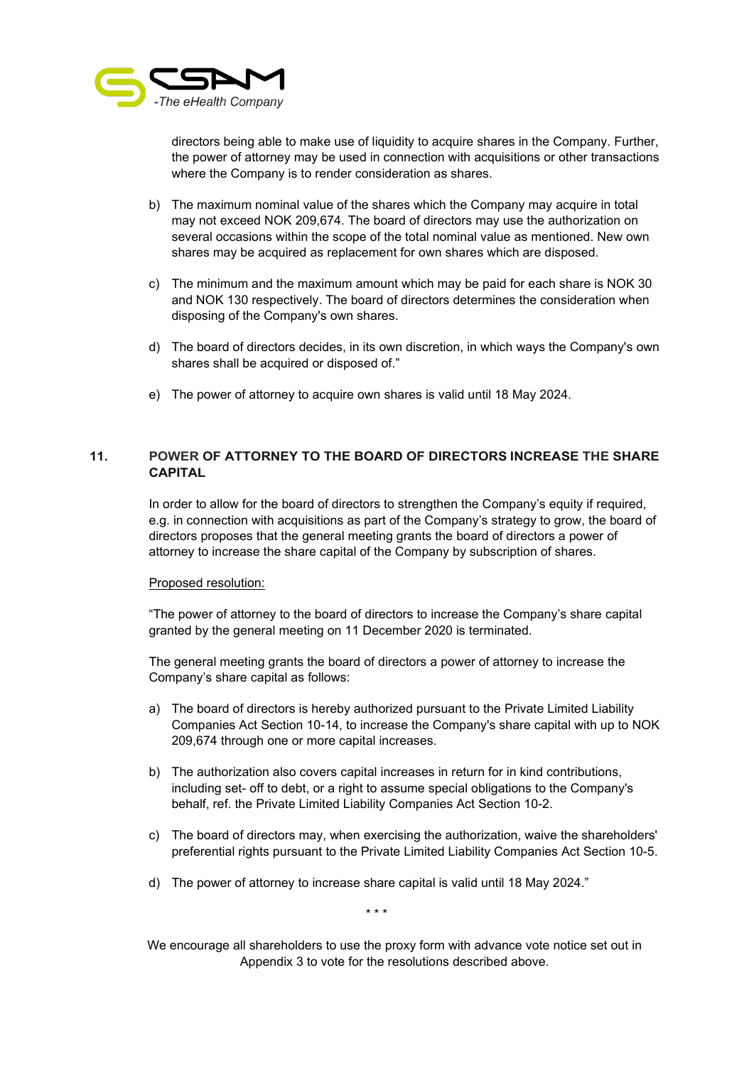directors being able to make use of liquidity to acquire shares in the Company. Further, the power of attorney may be used in connection with acquisitions or other transactions where the Company is to render consideration as shares.

b) The maximum nominal value of the shares which the Company may acquire in total may not exceed NOK 209,674. The board of directors may use the authorization on several occasions within the scope of the total nominal value as mentioned. New own shares may be acquired as replacement for own shares which are disposed.

c) The minimum and the maximum amount which may be paid for each share is NOK 30 and NOK 130 respectively. The board of directors determines the consideration when disposing of the Company's own shares.

d) The board of directors decides, in its own discretion, in which ways the Company's own shares shall be acquired or disposed of."

e) The power of attorney to acquire own shares is valid until 18 May 2024.

## 11. POWER OF ATTORNEY TO THE BOARD OF DIRECTORS INCREASE THE SHARE CAPITAL

In order to allow for the board of directors to strengthen the Company's equity if required, e.g. in connection with acquisitions as part of the Company's strategy to grow, the board of directors proposes that the general meeting grants the board of directors a power of attorney to increase the share capital of the Company by subscription of shares.

<u>Proposed resolution:</u>

"The power of attorney to the board of directors to increase the Company's share capital granted by the general meeting on 11 December 2020 is terminated.

The general meeting grants the board of directors a power of attorney to increase the Company's share capital as follows:

a) The board of directors is hereby authorized pursuant to the Private Limited Liability Companies Act Section 10-14, to increase the Company's share capital with up to NOK 209,674 through one or more capital increases.

b) The authorization also covers capital increases in return for in kind contributions, including set- off to debt, or a right to assume special obligations to the Company's behalf, ref. the Private Limited Liability Companies Act Section 10-2.

c) The board of directors may, when exercising the authorization, waive the shareholders' preferential rights pursuant to the Private Limited Liability Companies Act Section 10-5.

d) The power of attorney to increase share capital is valid until 18 May 2024."

\* \* \*

We encourage all shareholders to use the proxy form with advance vote notice set out in Appendix 3 to vote for the resolutions described above.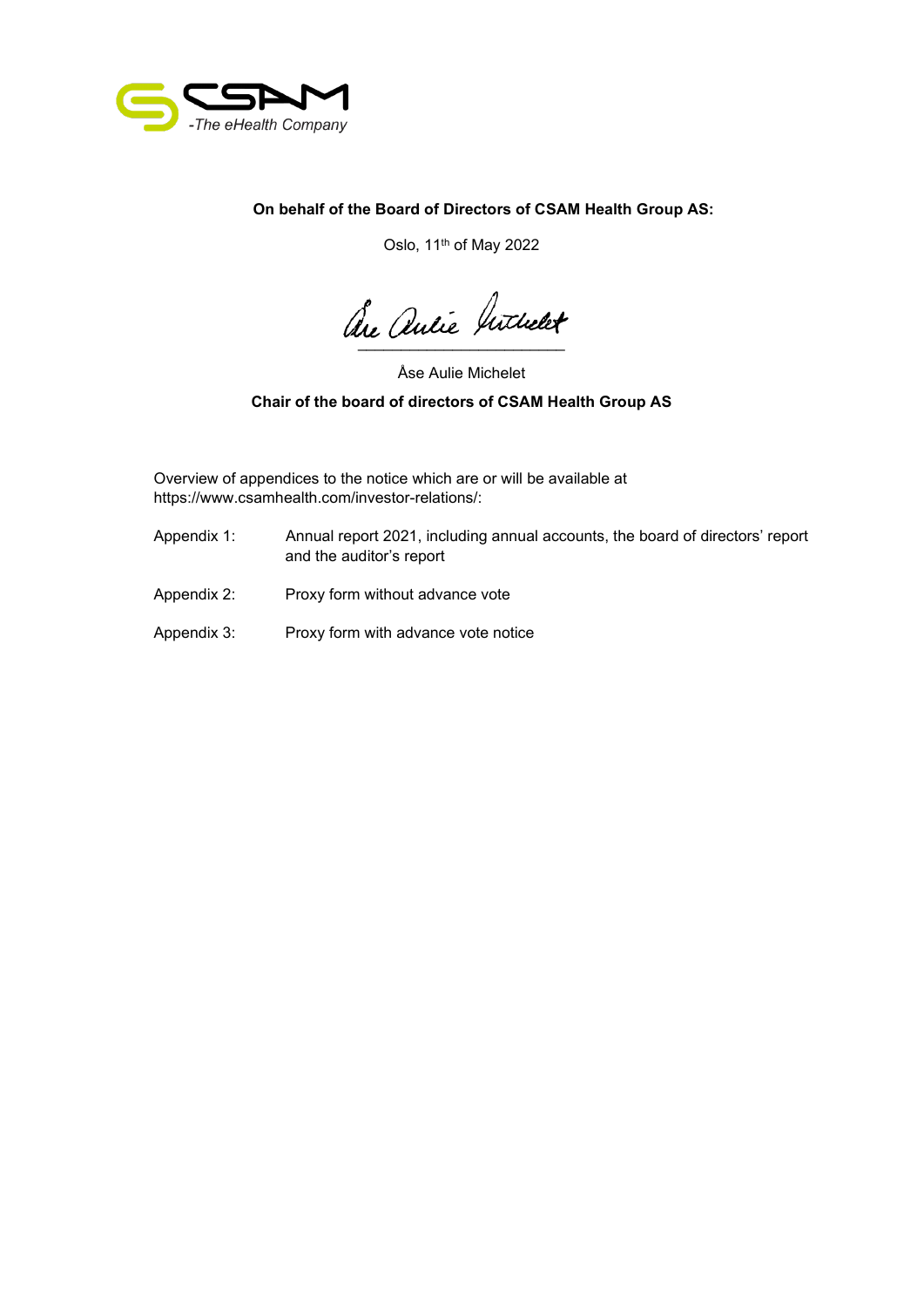**On behalf of the Board of Directors of CSAM Health Group AS:**

Oslo, 11th of May 2022

\_\_\_\_\_\_\_\_\_\_\_\_\_\_\_\_\_\_\_\_\_\_\_\_\_\_

Åse Aulie Michelet

**Chair of the board of directors of CSAM Health Group AS**

Overview of appendices to the notice which are or will be available at https://www.csamhealth.com/investor-relations/:

| | |
|---|---|
| Appendix 1: | Annual report 2021, including annual accounts, the board of directors' report and the auditor's report |
| Appendix 2: | Proxy form without advance vote |
| Appendix 3: | Proxy form with advance vote notice |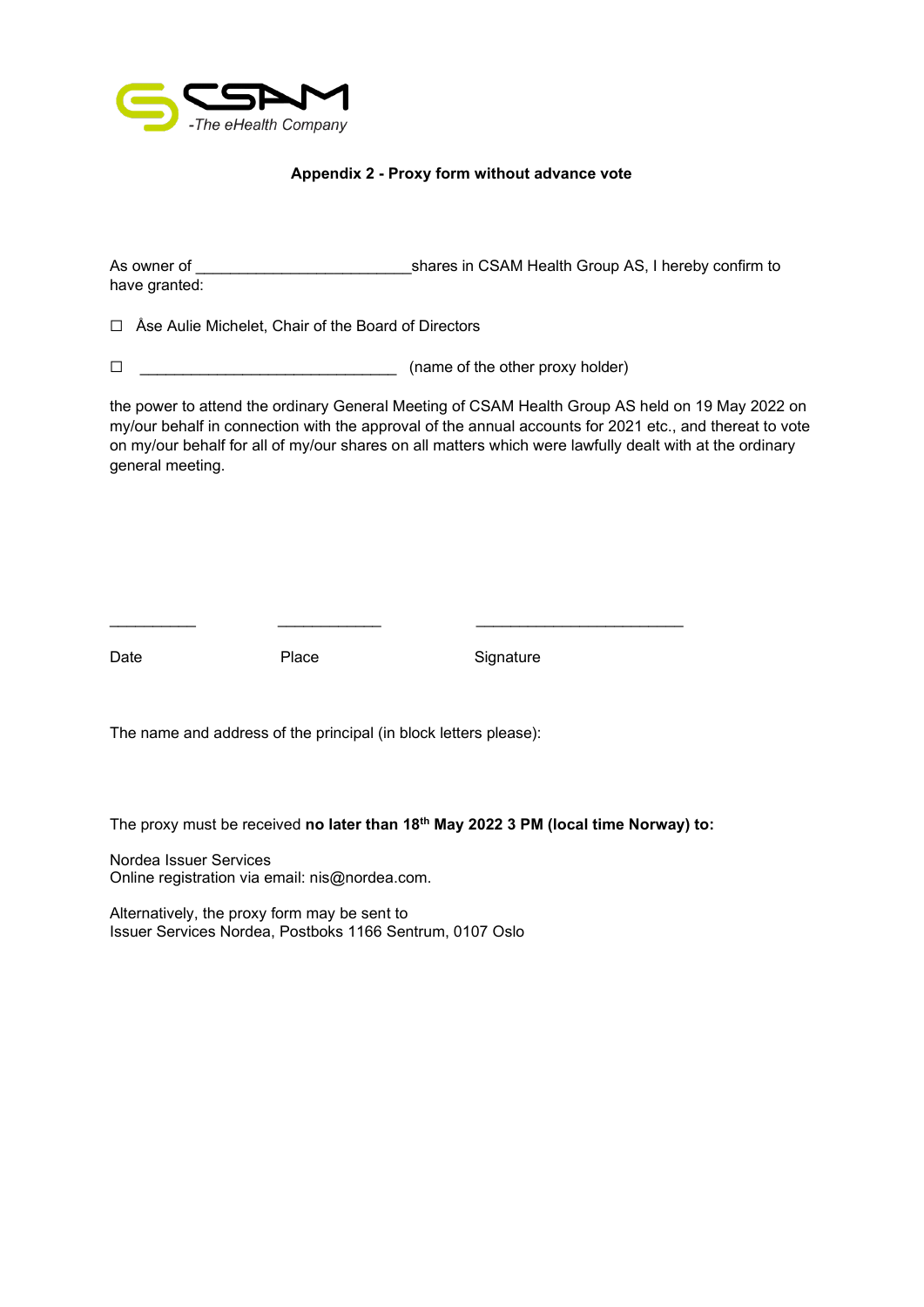**Appendix 2 - Proxy form without advance vote**

As owner of ________________________shares in CSAM Health Group AS, I hereby confirm to have granted:

☐ Åse Aulie Michelet, Chair of the Board of Directors

☐ _____________________________ (name of the other proxy holder)

the power to attend the ordinary General Meeting of CSAM Health Group AS held on 19 May 2022 on my/our behalf in connection with the approval of the annual accounts for 2021 etc., and thereat to vote on my/our behalf for all of my/our shares on all matters which were lawfully dealt with at the ordinary general meeting.

__________ ____________ ________________________

Date Place Signature

The name and address of the principal (in block letters please):

The proxy must be received **no later than 18th May 2022 3 PM (local time Norway) to:**

Nordea Issuer Services
Online registration via email: nis@nordea.com.

Alternatively, the proxy form may be sent to
Issuer Services Nordea, Postboks 1166 Sentrum, 0107 Oslo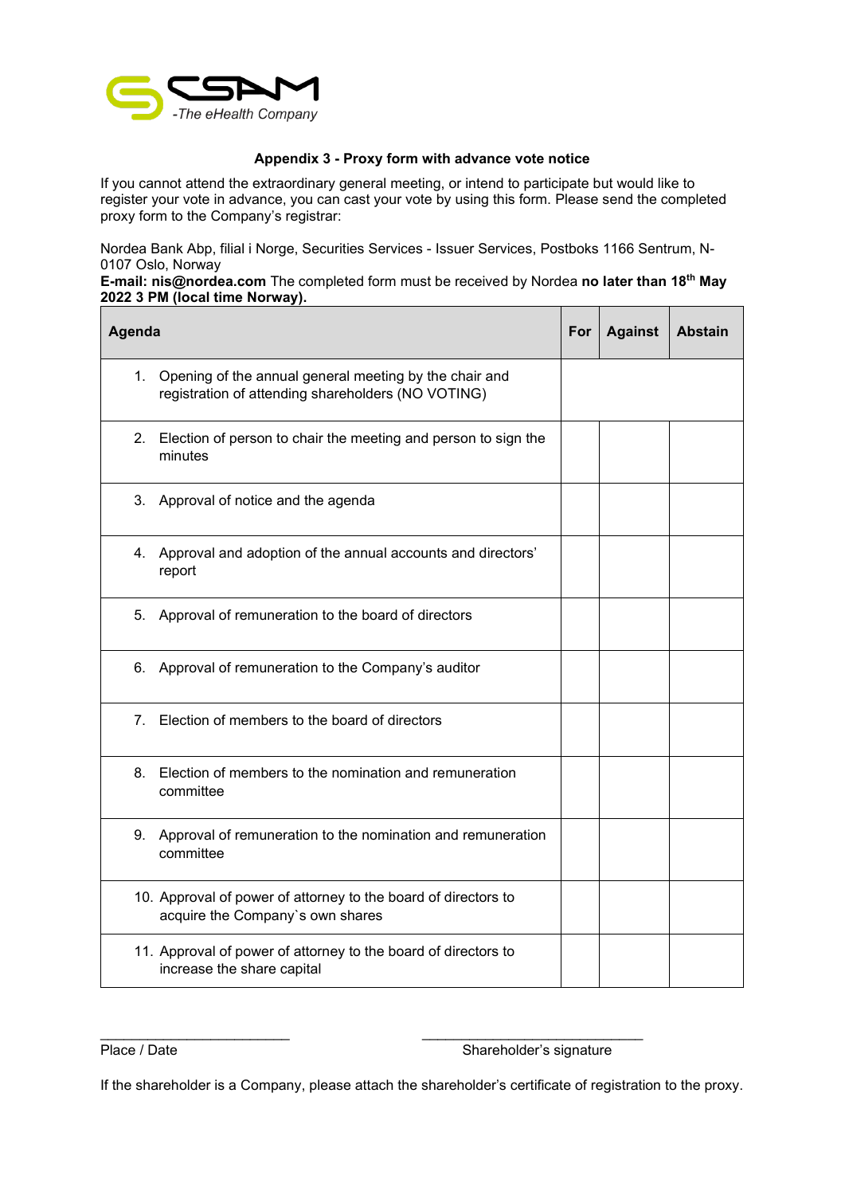### Appendix 3 - Proxy form with advance vote notice

If you cannot attend the extraordinary general meeting, or intend to participate but would like to register your vote in advance, you can cast your vote by using this form. Please send the completed proxy form to the Company's registrar:

Nordea Bank Abp, filial i Norge, Securities Services - Issuer Services, Postboks 1166 Sentrum, N-0107 Oslo, Norway
**E-mail: nis@nordea.com** The completed form must be received by Nordea **no later than 18th May 2022 3 PM (local time Norway).**

| Agenda | For | Against | Abstain |
|---|---|---|---|
| 1. Opening of the annual general meeting by the chair and registration of attending shareholders (NO VOTING) | | | |
| 2. Election of person to chair the meeting and person to sign the minutes | | | |
| 3. Approval of notice and the agenda | | | |
| 4. Approval and adoption of the annual accounts and directors' report | | | |
| 5. Approval of remuneration to the board of directors | | | |
| 6. Approval of remuneration to the Company's auditor | | | |
| 7. Election of members to the board of directors | | | |
| 8. Election of members to the nomination and remuneration committee | | | |
| 9. Approval of remuneration to the nomination and remuneration committee | | | |
| 10. Approval of power of attorney to the board of directors to acquire the Company`s own shares | | | |
| 11. Approval of power of attorney to the board of directors to increase the share capital | | | |

________________________ ____________________________

Place / Date Shareholder's signature

If the shareholder is a Company, please attach the shareholder's certificate of registration to the proxy.